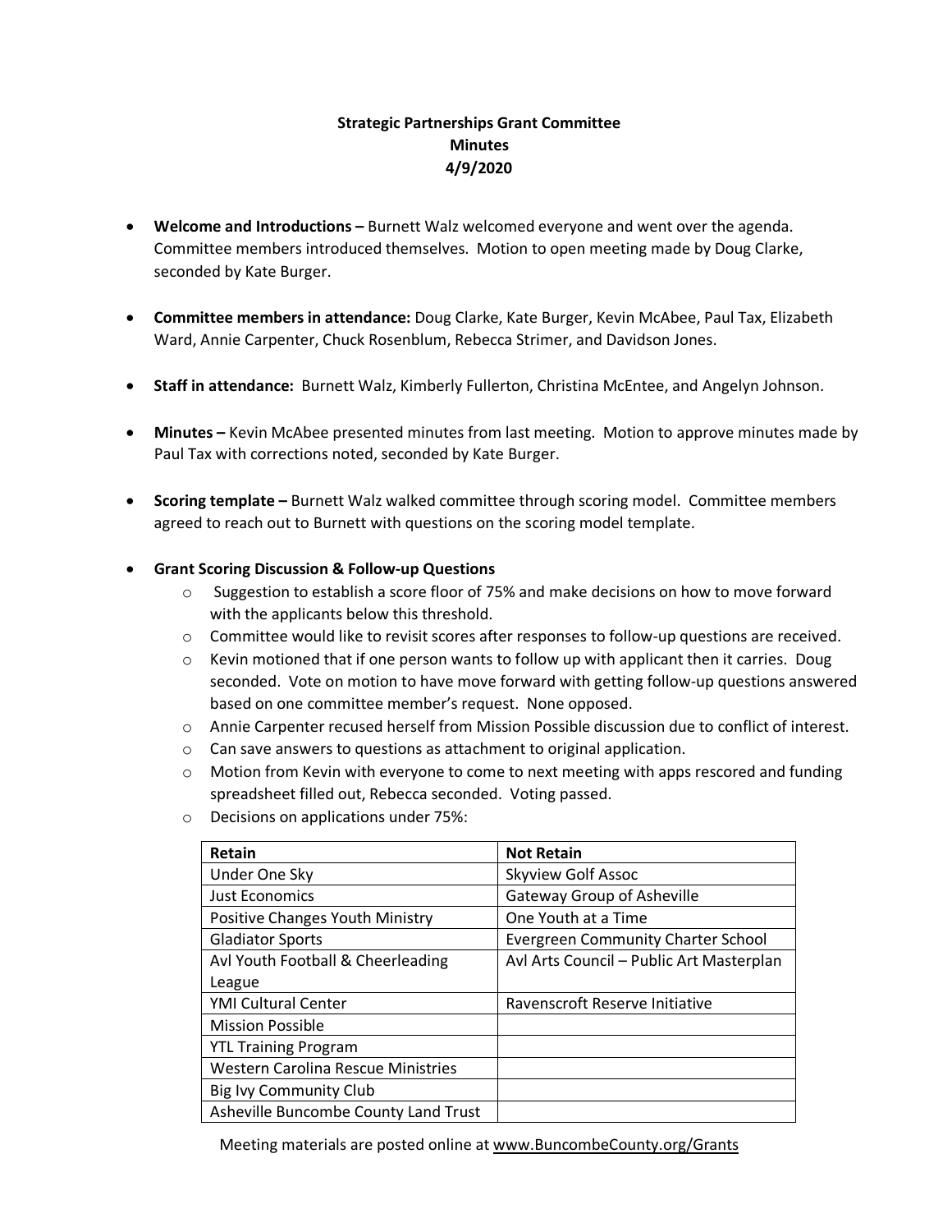**Strategic Partnerships Grant Committee**
**Minutes**
**4/9/2020**

- **Welcome and Introductions –** Burnett Walz welcomed everyone and went over the agenda. Committee members introduced themselves. Motion to open meeting made by Doug Clarke, seconded by Kate Burger.

- **Committee members in attendance:** Doug Clarke, Kate Burger, Kevin McAbee, Paul Tax, Elizabeth Ward, Annie Carpenter, Chuck Rosenblum, Rebecca Strimer, and Davidson Jones.

- **Staff in attendance:** Burnett Walz, Kimberly Fullerton, Christina McEntee, and Angelyn Johnson.

- **Minutes –** Kevin McAbee presented minutes from last meeting. Motion to approve minutes made by Paul Tax with corrections noted, seconded by Kate Burger.

- **Scoring template –** Burnett Walz walked committee through scoring model. Committee members agreed to reach out to Burnett with questions on the scoring model template.

- **Grant Scoring Discussion & Follow-up Questions**
  - Suggestion to establish a score floor of 75% and make decisions on how to move forward with the applicants below this threshold.
  - Committee would like to revisit scores after responses to follow-up questions are received.
  - Kevin motioned that if one person wants to follow up with applicant then it carries. Doug seconded. Vote on motion to have move forward with getting follow-up questions answered based on one committee member's request. None opposed.
  - Annie Carpenter recused herself from Mission Possible discussion due to conflict of interest.
  - Can save answers to questions as attachment to original application.
  - Motion from Kevin with everyone to come to next meeting with apps rescored and funding spreadsheet filled out, Rebecca seconded. Voting passed.
  - Decisions on applications under 75%:

| Retain | Not Retain |
|---|---|
| Under One Sky | Skyview Golf Assoc |
| Just Economics | Gateway Group of Asheville |
| Positive Changes Youth Ministry | One Youth at a Time |
| Gladiator Sports | Evergreen Community Charter School |
| Avl Youth Football & Cheerleading League | Avl Arts Council – Public Art Masterplan |
| YMI Cultural Center | Ravenscroft Reserve Initiative |
| Mission Possible | |
| YTL Training Program | |
| Western Carolina Rescue Ministries | |
| Big Ivy Community Club | |
| Asheville Buncombe County Land Trust | |

Meeting materials are posted online at www.BuncombeCounty.org/Grants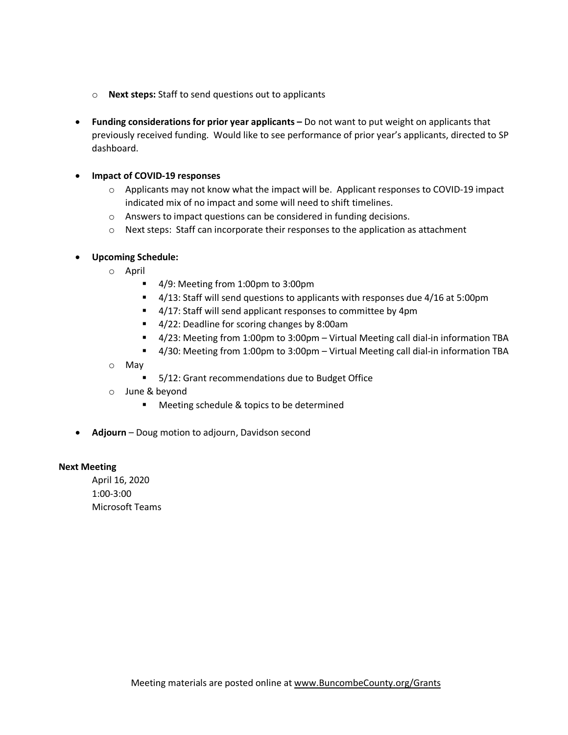- **Next steps:** Staff to send questions out to applicants

- **Funding considerations for prior year applicants –** Do not want to put weight on applicants that previously received funding. Would like to see performance of prior year's applicants, directed to SP dashboard.

- **Impact of COVID-19 responses**
  - Applicants may not know what the impact will be. Applicant responses to COVID-19 impact indicated mix of no impact and some will need to shift timelines.
  - Answers to impact questions can be considered in funding decisions.
  - Next steps: Staff can incorporate their responses to the application as attachment

- **Upcoming Schedule:**
  - April
    - 4/9: Meeting from 1:00pm to 3:00pm
    - 4/13: Staff will send questions to applicants with responses due 4/16 at 5:00pm
    - 4/17: Staff will send applicant responses to committee by 4pm
    - 4/22: Deadline for scoring changes by 8:00am
    - 4/23: Meeting from 1:00pm to 3:00pm – Virtual Meeting call dial-in information TBA
    - 4/30: Meeting from 1:00pm to 3:00pm – Virtual Meeting call dial-in information TBA
  - May
    - 5/12: Grant recommendations due to Budget Office
  - June & beyond
    - Meeting schedule & topics to be determined

- **Adjourn** – Doug motion to adjourn, Davidson second

**Next Meeting**

April 16, 2020
1:00-3:00
Microsoft Teams

Meeting materials are posted online at www.BuncombeCounty.org/Grants